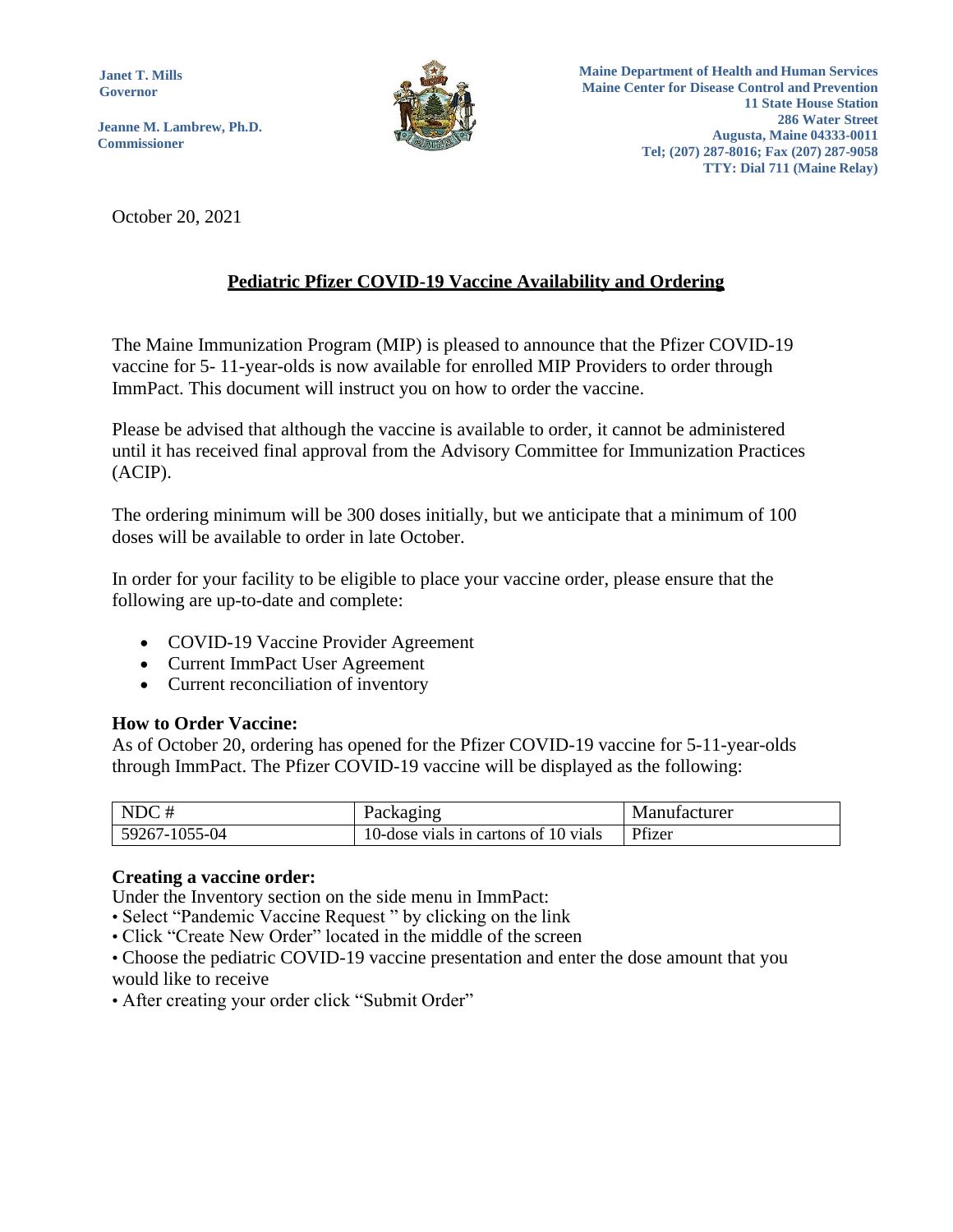Janet T. Mills
Governor

Jeanne M. Lambrew, Ph.D.
Commissioner

Maine Department of Health and Human Services
Maine Center for Disease Control and Prevention
11 State House Station
286 Water Street
Augusta, Maine 04333-0011
Tel; (207) 287-8016; Fax (207) 287-9058
TTY: Dial 711 (Maine Relay)

October 20, 2021

## Pediatric Pfizer COVID-19 Vaccine Availability and Ordering

The Maine Immunization Program (MIP) is pleased to announce that the Pfizer COVID-19 vaccine for 5- 11-year-olds is now available for enrolled MIP Providers to order through ImmPact. This document will instruct you on how to order the vaccine.

Please be advised that although the vaccine is available to order, it cannot be administered until it has received final approval from the Advisory Committee for Immunization Practices (ACIP).

The ordering minimum will be 300 doses initially, but we anticipate that a minimum of 100 doses will be available to order in late October.

In order for your facility to be eligible to place your vaccine order, please ensure that the following are up-to-date and complete:

- COVID-19 Vaccine Provider Agreement
- Current ImmPact User Agreement
- Current reconciliation of inventory

**How to Order Vaccine:**
As of October 20, ordering has opened for the Pfizer COVID-19 vaccine for 5-11-year-olds through ImmPact. The Pfizer COVID-19 vaccine will be displayed as the following:

| NDC # | Packaging | Manufacturer |
|---|---|---|
| 59267-1055-04 | 10-dose vials in cartons of 10 vials | Pfizer |

**Creating a vaccine order:**
Under the Inventory section on the side menu in ImmPact:
- Select "Pandemic Vaccine Request " by clicking on the link
- Click "Create New Order" located in the middle of the screen
- Choose the pediatric COVID-19 vaccine presentation and enter the dose amount that you would like to receive
- After creating your order click "Submit Order"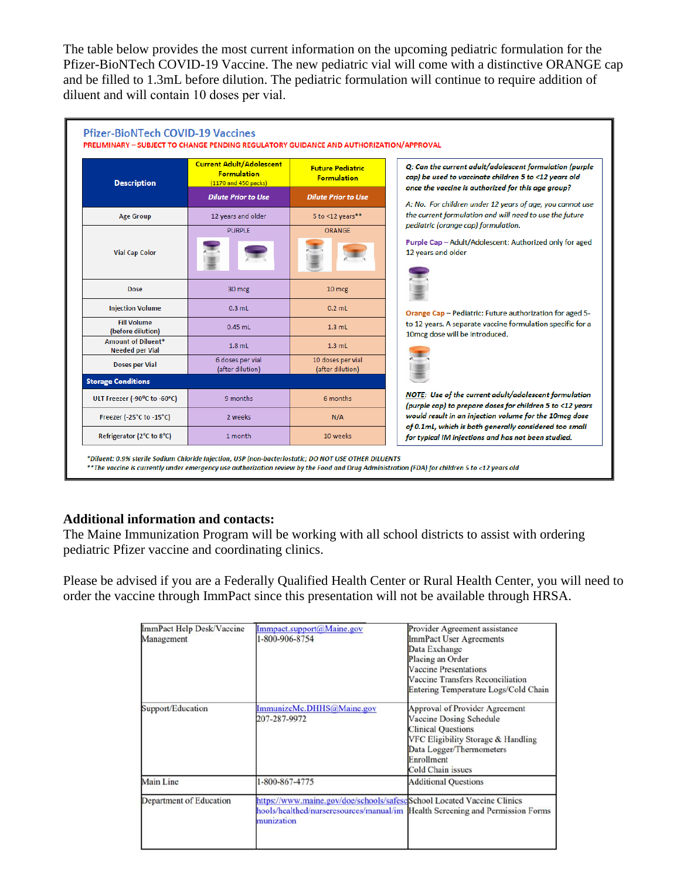The table below provides the most current information on the upcoming pediatric formulation for the Pfizer-BioNTech COVID-19 Vaccine. The new pediatric vial will come with a distinctive ORANGE cap and be filled to 1.3mL before dilution. The pediatric formulation will continue to require addition of diluent and will contain 10 doses per vial.

## Pfizer-BioNTech COVID-19 Vaccines

PRELIMINARY – SUBJECT TO CHANGE PENDING REGULATORY GUIDANCE AND AUTHORIZATION/APPROVAL

| Description | Current Adult/Adolescent Formulation (1170 and 450 packs) | Future Pediatric Formulation |
|---|---|---|
| | *Dilute Prior to Use* | *Dilute Prior to Use* |
| Age Group | 12 years and older | 5 to <12 years** |
| Vial Cap Color | PURPLE | ORANGE |
| Dose | 30 mcg | 10 mcg |
| Injection Volume | 0.3 mL | 0.2 mL |
| Fill Volume (before dilution) | 0.45 mL | 1.3 mL |
| Amount of Diluent* Needed per Vial | 1.8 mL | 1.3 mL |
| Doses per Vial | 6 doses per vial (after dilution) | 10 doses per vial (after dilution) |
| **Storage Conditions** | | |
| ULT Freezer (-90°C to -60°C) | 9 months | 6 months |
| Freezer (-25°C to -15°C) | 2 weeks | N/A |
| Refrigerator (2°C to 8°C) | 1 month | 10 weeks |

***Q: Can the current adult/adolescent formulation (purple cap) be used to vaccinate children 5 to <12 years old once the vaccine is authorized for this age group?***

*A: No. For children under 12 years of age, you cannot use the current formulation and will need to use the future pediatric (orange cap) formulation.*

Purple Cap – Adult/Adolescent: Authorized only for aged 12 years and older

Orange Cap – Pediatric: Future authorization for aged 5-to 12 years. A separate vaccine formulation specific for a 10mcg dose will be introduced.

***NOTE: Use of the current adult/adolescent formulation (purple cap) to prepare doses for children 5 to <12 years would result in an injection volume for the 10mcg dose of 0.1mL, which is both generally considered too small for typical IM injections and has not been studied.***

*\*Diluent: 0.9% sterile Sodium Chloride Injection, USP (non-bacteriostatic; DO NOT USE OTHER DILUENTS*

*\*\*The vaccine is currently under emergency use authorization review by the Food and Drug Administration (FDA) for children 5 to <12 years old*

**Additional information and contacts:**

The Maine Immunization Program will be working with all school districts to assist with ordering pediatric Pfizer vaccine and coordinating clinics.

Please be advised if you are a Federally Qualified Health Center or Rural Health Center, you will need to order the vaccine through ImmPact since this presentation will not be available through HRSA.

| | | |
|---|---|---|
| ImmPact Help Desk/Vaccine Management | Immpact.support@Maine.gov<br>1-800-906-8754 | Provider Agreement assistance<br>ImmPact User Agreements<br>Data Exchange<br>Placing an Order<br>Vaccine Presentations<br>Vaccine Transfers Reconciliation<br>Entering Temperature Logs/Cold Chain |
| Support/Education | ImmunizeMe.DHHS@Maine.gov<br>207-287-9972 | Approval of Provider Agreement<br>Vaccine Dosing Schedule<br>Clinical Questions<br>VFC Eligibility Storage & Handling<br>Data Logger/Thermometers<br>Enrollment<br>Cold Chain issues |
| Main Line | 1-800-867-4775 | Additional Questions |
| Department of Education | https://www.maine.gov/doe/schools/safeschools/healthed/nurseresources/manual/immunization | School Located Vaccine Clinics<br>Health Screening and Permission Forms |